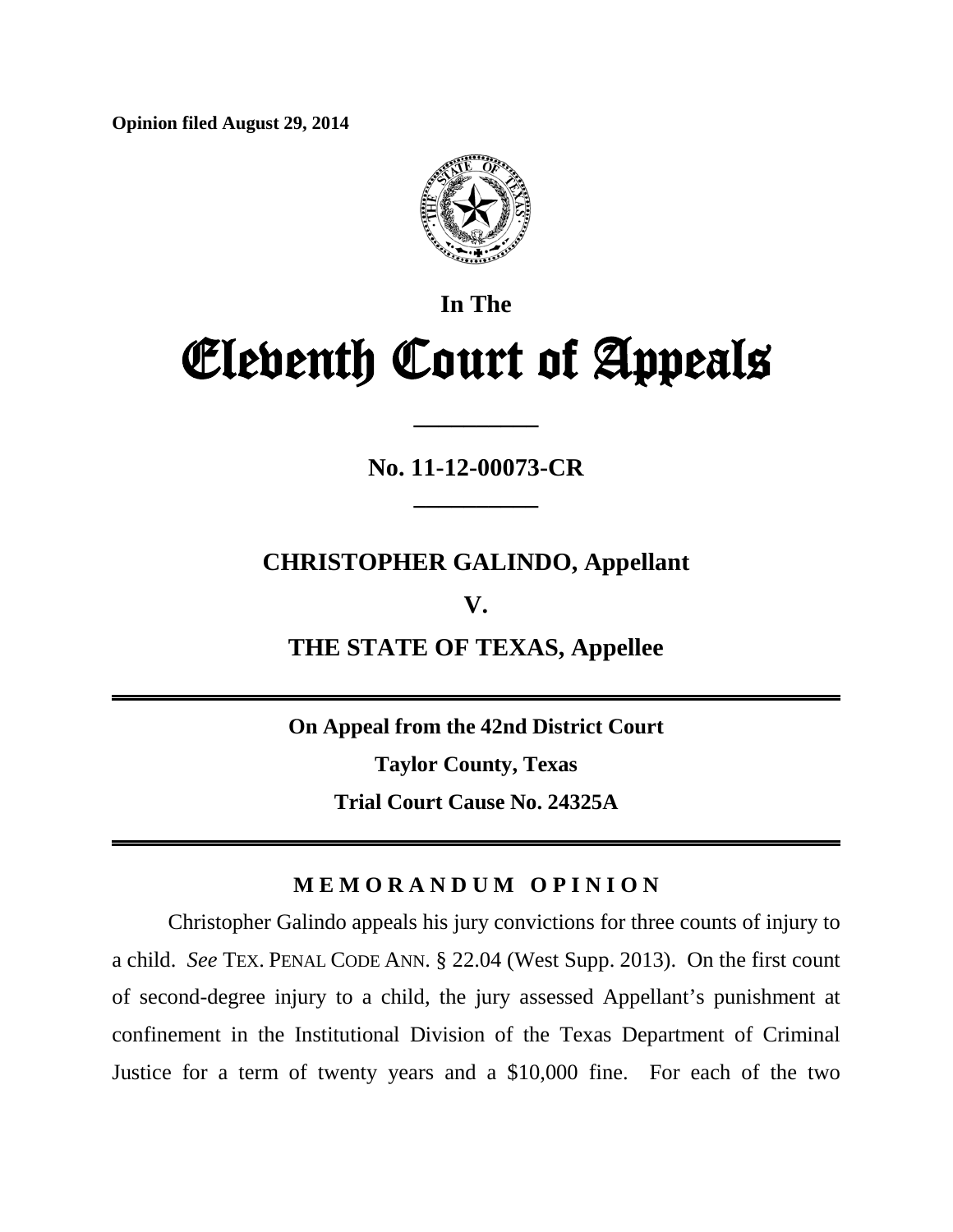**Opinion filed August 29, 2014**

In The

# Eleventh Court of Appeals

__________

**No. 11-12-00073-CR**

__________

**CHRISTOPHER GALINDO, Appellant**

**V.**

**THE STATE OF TEXAS, Appellee**

---

**On Appeal from the 42nd District Court**

**Taylor County, Texas**

**Trial Court Cause No. 24325A**

---

## M E M O R A N D U M   O P I N I O N

Christopher Galindo appeals his jury convictions for three counts of injury to a child. *See* TEX. PENAL CODE ANN. § 22.04 (West Supp. 2013). On the first count of second-degree injury to a child, the jury assessed Appellant's punishment at confinement in the Institutional Division of the Texas Department of Criminal Justice for a term of twenty years and a $10,000 fine. For each of the two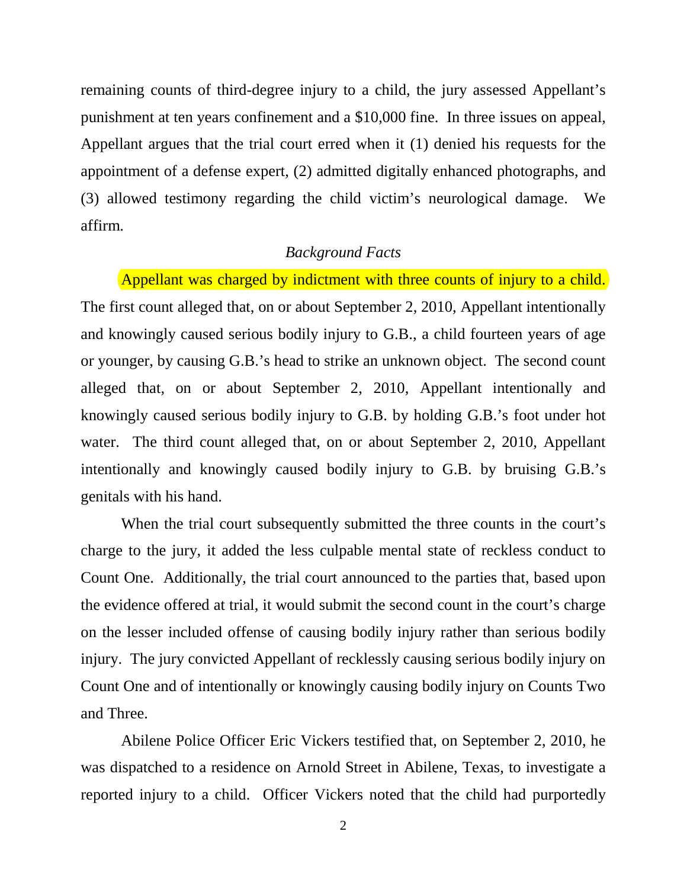remaining counts of third-degree injury to a child, the jury assessed Appellant's punishment at ten years confinement and a $10,000 fine. In three issues on appeal, Appellant argues that the trial court erred when it (1) denied his requests for the appointment of a defense expert, (2) admitted digitally enhanced photographs, and (3) allowed testimony regarding the child victim's neurological damage. We affirm.

*Background Facts*

Appellant was charged by indictment with three counts of injury to a child. The first count alleged that, on or about September 2, 2010, Appellant intentionally and knowingly caused serious bodily injury to G.B., a child fourteen years of age or younger, by causing G.B.'s head to strike an unknown object. The second count alleged that, on or about September 2, 2010, Appellant intentionally and knowingly caused serious bodily injury to G.B. by holding G.B.'s foot under hot water. The third count alleged that, on or about September 2, 2010, Appellant intentionally and knowingly caused bodily injury to G.B. by bruising G.B.'s genitals with his hand.

When the trial court subsequently submitted the three counts in the court's charge to the jury, it added the less culpable mental state of reckless conduct to Count One. Additionally, the trial court announced to the parties that, based upon the evidence offered at trial, it would submit the second count in the court's charge on the lesser included offense of causing bodily injury rather than serious bodily injury. The jury convicted Appellant of recklessly causing serious bodily injury on Count One and of intentionally or knowingly causing bodily injury on Counts Two and Three.

Abilene Police Officer Eric Vickers testified that, on September 2, 2010, he was dispatched to a residence on Arnold Street in Abilene, Texas, to investigate a reported injury to a child. Officer Vickers noted that the child had purportedly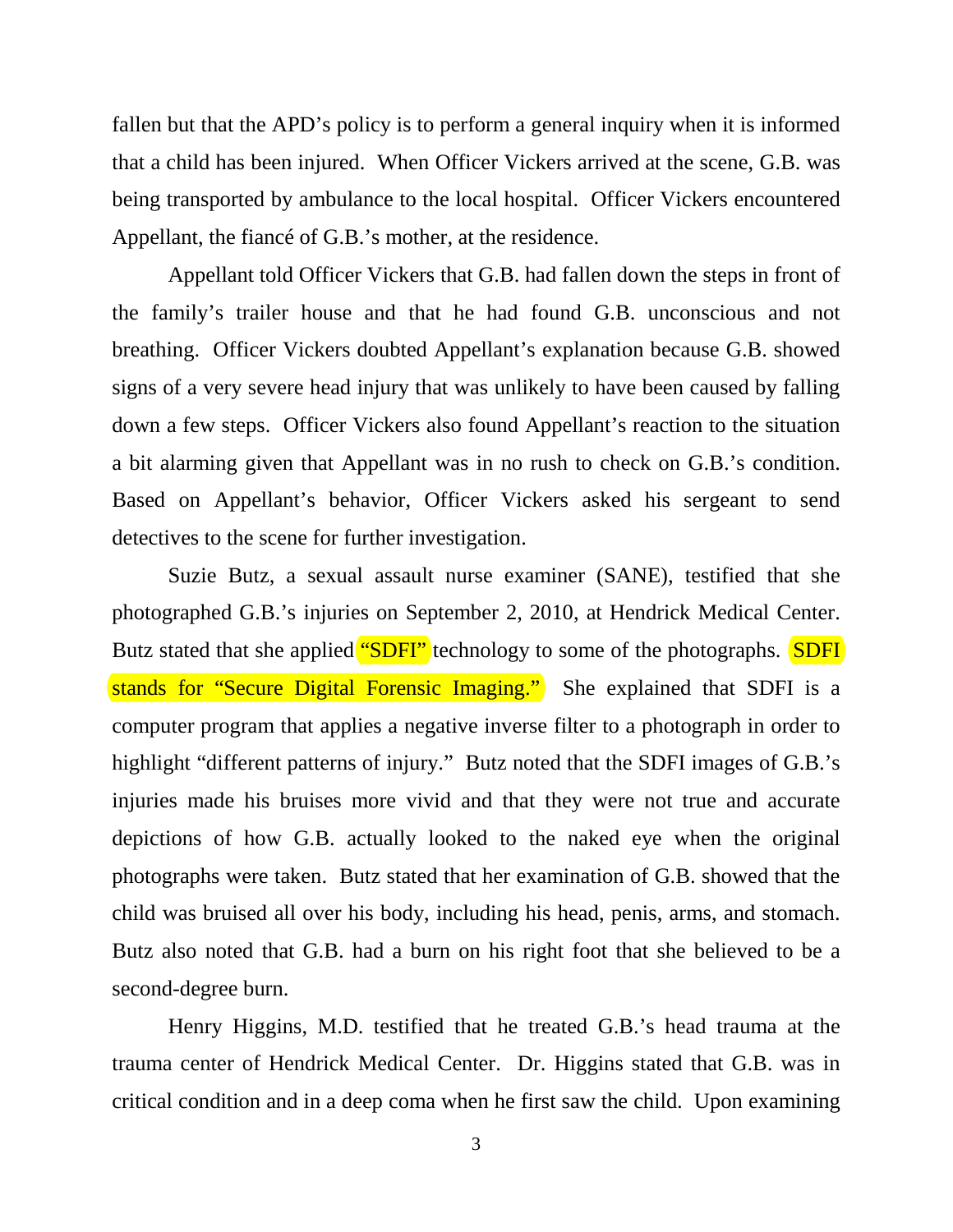fallen but that the APD's policy is to perform a general inquiry when it is informed that a child has been injured. When Officer Vickers arrived at the scene, G.B. was being transported by ambulance to the local hospital. Officer Vickers encountered Appellant, the fiancé of G.B.'s mother, at the residence.

Appellant told Officer Vickers that G.B. had fallen down the steps in front of the family's trailer house and that he had found G.B. unconscious and not breathing. Officer Vickers doubted Appellant's explanation because G.B. showed signs of a very severe head injury that was unlikely to have been caused by falling down a few steps. Officer Vickers also found Appellant's reaction to the situation a bit alarming given that Appellant was in no rush to check on G.B.'s condition. Based on Appellant's behavior, Officer Vickers asked his sergeant to send detectives to the scene for further investigation.

Suzie Butz, a sexual assault nurse examiner (SANE), testified that she photographed G.B.'s injuries on September 2, 2010, at Hendrick Medical Center. Butz stated that she applied "SDFI" technology to some of the photographs. SDFI stands for "Secure Digital Forensic Imaging." She explained that SDFI is a computer program that applies a negative inverse filter to a photograph in order to highlight "different patterns of injury." Butz noted that the SDFI images of G.B.'s injuries made his bruises more vivid and that they were not true and accurate depictions of how G.B. actually looked to the naked eye when the original photographs were taken. Butz stated that her examination of G.B. showed that the child was bruised all over his body, including his head, penis, arms, and stomach. Butz also noted that G.B. had a burn on his right foot that she believed to be a second-degree burn.

Henry Higgins, M.D. testified that he treated G.B.'s head trauma at the trauma center of Hendrick Medical Center. Dr. Higgins stated that G.B. was in critical condition and in a deep coma when he first saw the child. Upon examining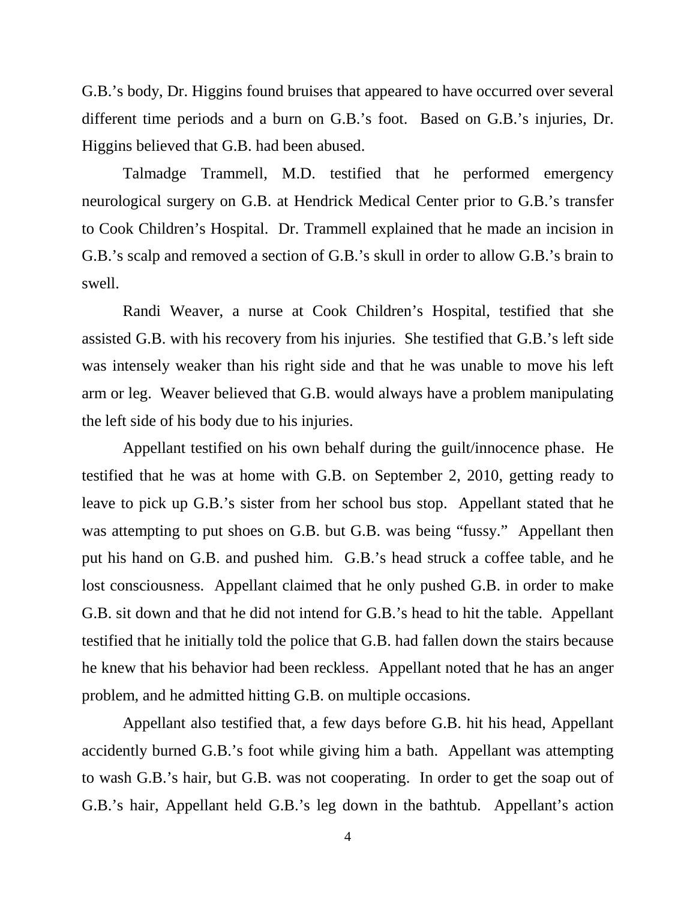G.B.'s body, Dr. Higgins found bruises that appeared to have occurred over several different time periods and a burn on G.B.'s foot. Based on G.B.'s injuries, Dr. Higgins believed that G.B. had been abused.

Talmadge Trammell, M.D. testified that he performed emergency neurological surgery on G.B. at Hendrick Medical Center prior to G.B.'s transfer to Cook Children's Hospital. Dr. Trammell explained that he made an incision in G.B.'s scalp and removed a section of G.B.'s skull in order to allow G.B.'s brain to swell.

Randi Weaver, a nurse at Cook Children's Hospital, testified that she assisted G.B. with his recovery from his injuries. She testified that G.B.'s left side was intensely weaker than his right side and that he was unable to move his left arm or leg. Weaver believed that G.B. would always have a problem manipulating the left side of his body due to his injuries.

Appellant testified on his own behalf during the guilt/innocence phase. He testified that he was at home with G.B. on September 2, 2010, getting ready to leave to pick up G.B.'s sister from her school bus stop. Appellant stated that he was attempting to put shoes on G.B. but G.B. was being "fussy." Appellant then put his hand on G.B. and pushed him. G.B.'s head struck a coffee table, and he lost consciousness. Appellant claimed that he only pushed G.B. in order to make G.B. sit down and that he did not intend for G.B.'s head to hit the table. Appellant testified that he initially told the police that G.B. had fallen down the stairs because he knew that his behavior had been reckless. Appellant noted that he has an anger problem, and he admitted hitting G.B. on multiple occasions.

Appellant also testified that, a few days before G.B. hit his head, Appellant accidently burned G.B.'s foot while giving him a bath. Appellant was attempting to wash G.B.'s hair, but G.B. was not cooperating. In order to get the soap out of G.B.'s hair, Appellant held G.B.'s leg down in the bathtub. Appellant's action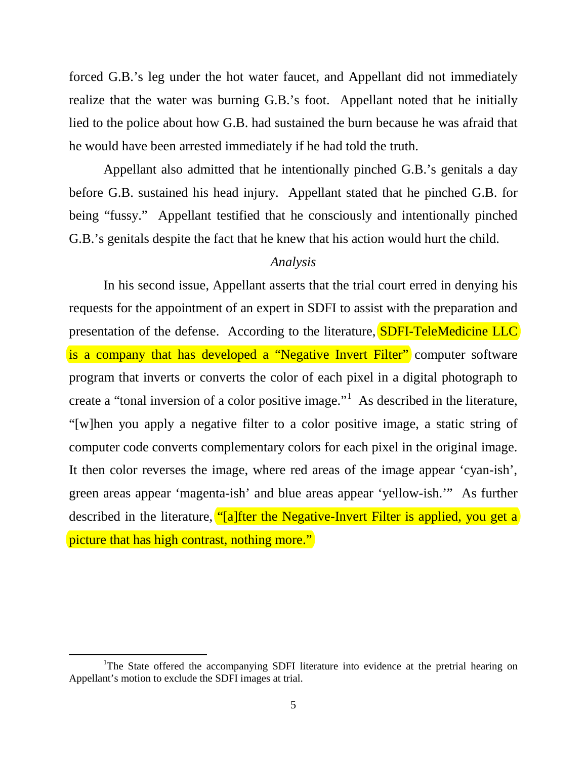forced G.B.'s leg under the hot water faucet, and Appellant did not immediately realize that the water was burning G.B.'s foot. Appellant noted that he initially lied to the police about how G.B. had sustained the burn because he was afraid that he would have been arrested immediately if he had told the truth.

Appellant also admitted that he intentionally pinched G.B.'s genitals a day before G.B. sustained his head injury. Appellant stated that he pinched G.B. for being "fussy." Appellant testified that he consciously and intentionally pinched G.B.'s genitals despite the fact that he knew that his action would hurt the child.

*Analysis*

In his second issue, Appellant asserts that the trial court erred in denying his requests for the appointment of an expert in SDFI to assist with the preparation and presentation of the defense. According to the literature, SDFI-TeleMedicine LLC is a company that has developed a "Negative Invert Filter" computer software program that inverts or converts the color of each pixel in a digital photograph to create a "tonal inversion of a color positive image."[1] As described in the literature, "[w]hen you apply a negative filter to a color positive image, a static string of computer code converts complementary colors for each pixel in the original image. It then color reverses the image, where red areas of the image appear 'cyan-ish', green areas appear 'magenta-ish' and blue areas appear 'yellow-ish.'" As further described in the literature, "[a]fter the Negative-Invert Filter is applied, you get a picture that has high contrast, nothing more."

[1] The State offered the accompanying SDFI literature into evidence at the pretrial hearing on Appellant's motion to exclude the SDFI images at trial.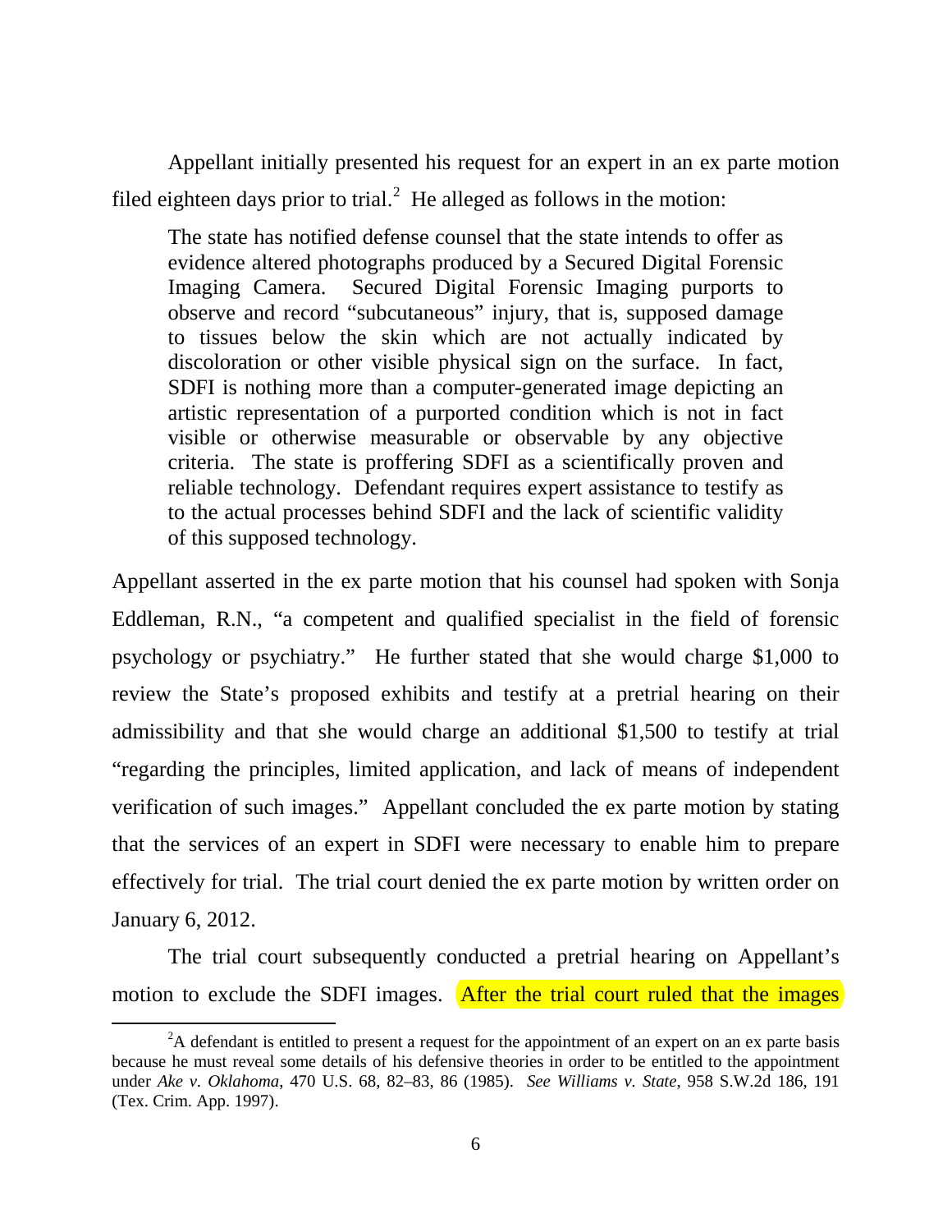Appellant initially presented his request for an expert in an ex parte motion filed eighteen days prior to trial.[2] He alleged as follows in the motion:

> The state has notified defense counsel that the state intends to offer as evidence altered photographs produced by a Secured Digital Forensic Imaging Camera. Secured Digital Forensic Imaging purports to observe and record "subcutaneous" injury, that is, supposed damage to tissues below the skin which are not actually indicated by discoloration or other visible physical sign on the surface. In fact, SDFI is nothing more than a computer-generated image depicting an artistic representation of a purported condition which is not in fact visible or otherwise measurable or observable by any objective criteria. The state is proffering SDFI as a scientifically proven and reliable technology. Defendant requires expert assistance to testify as to the actual processes behind SDFI and the lack of scientific validity of this supposed technology.

Appellant asserted in the ex parte motion that his counsel had spoken with Sonja Eddleman, R.N., "a competent and qualified specialist in the field of forensic psychology or psychiatry." He further stated that she would charge $1,000 to review the State's proposed exhibits and testify at a pretrial hearing on their admissibility and that she would charge an additional $1,500 to testify at trial "regarding the principles, limited application, and lack of means of independent verification of such images." Appellant concluded the ex parte motion by stating that the services of an expert in SDFI were necessary to enable him to prepare effectively for trial. The trial court denied the ex parte motion by written order on January 6, 2012.

The trial court subsequently conducted a pretrial hearing on Appellant's motion to exclude the SDFI images. After the trial court ruled that the images

[2] A defendant is entitled to present a request for the appointment of an expert on an ex parte basis because he must reveal some details of his defensive theories in order to be entitled to the appointment under *Ake v. Oklahoma*, 470 U.S. 68, 82–83, 86 (1985). *See Williams v. State*, 958 S.W.2d 186, 191 (Tex. Crim. App. 1997).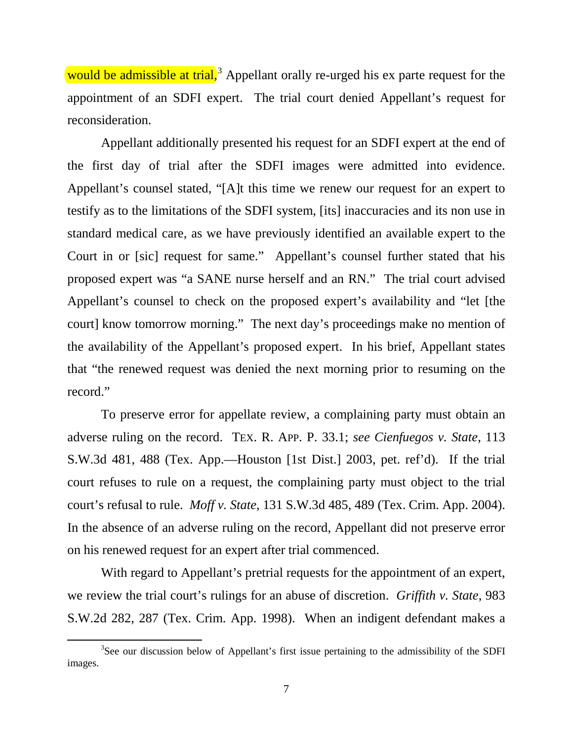would be admissible at trial,[3] Appellant orally re-urged his ex parte request for the appointment of an SDFI expert. The trial court denied Appellant's request for reconsideration.

Appellant additionally presented his request for an SDFI expert at the end of the first day of trial after the SDFI images were admitted into evidence. Appellant's counsel stated, "[A]t this time we renew our request for an expert to testify as to the limitations of the SDFI system, [its] inaccuracies and its non use in standard medical care, as we have previously identified an available expert to the Court in or [sic] request for same." Appellant's counsel further stated that his proposed expert was "a SANE nurse herself and an RN." The trial court advised Appellant's counsel to check on the proposed expert's availability and "let [the court] know tomorrow morning." The next day's proceedings make no mention of the availability of the Appellant's proposed expert. In his brief, Appellant states that "the renewed request was denied the next morning prior to resuming on the record."

To preserve error for appellate review, a complaining party must obtain an adverse ruling on the record. TEX. R. APP. P. 33.1; *see Cienfuegos v. State*, 113 S.W.3d 481, 488 (Tex. App.—Houston [1st Dist.] 2003, pet. ref'd). If the trial court refuses to rule on a request, the complaining party must object to the trial court's refusal to rule. *Moff v. State*, 131 S.W.3d 485, 489 (Tex. Crim. App. 2004). In the absence of an adverse ruling on the record, Appellant did not preserve error on his renewed request for an expert after trial commenced.

With regard to Appellant's pretrial requests for the appointment of an expert, we review the trial court's rulings for an abuse of discretion. *Griffith v. State*, 983 S.W.2d 282, 287 (Tex. Crim. App. 1998). When an indigent defendant makes a

[3] See our discussion below of Appellant's first issue pertaining to the admissibility of the SDFI images.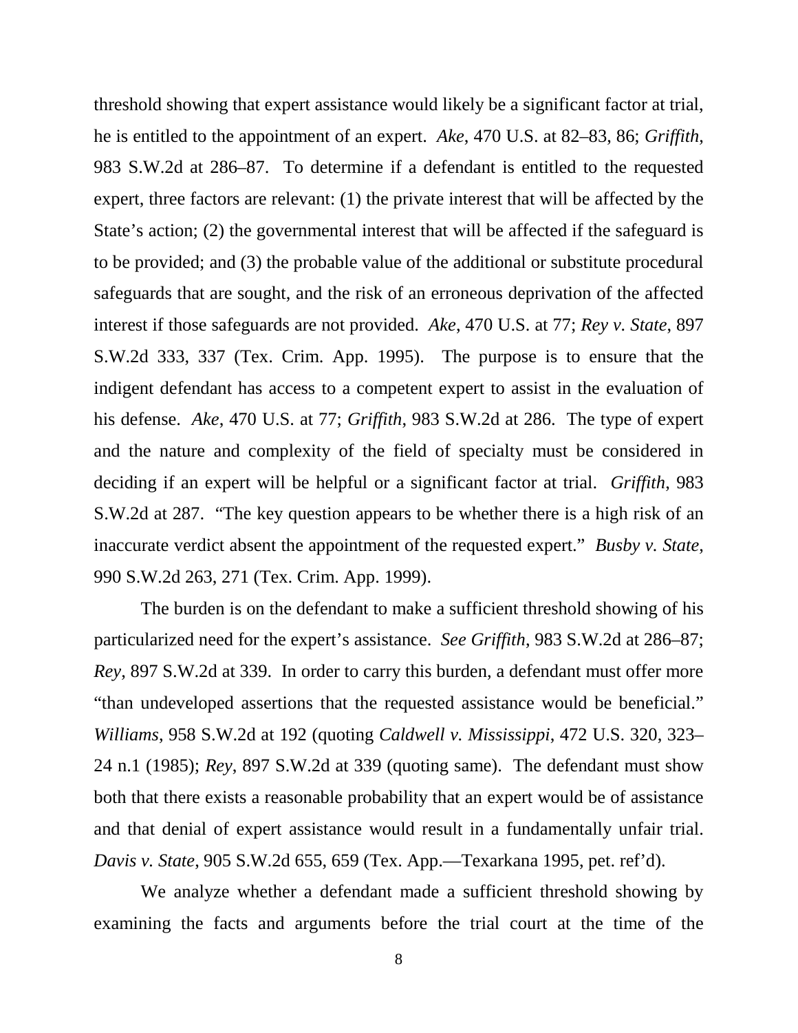threshold showing that expert assistance would likely be a significant factor at trial, he is entitled to the appointment of an expert. *Ake*, 470 U.S. at 82–83, 86; *Griffith*, 983 S.W.2d at 286–87. To determine if a defendant is entitled to the requested expert, three factors are relevant: (1) the private interest that will be affected by the State's action; (2) the governmental interest that will be affected if the safeguard is to be provided; and (3) the probable value of the additional or substitute procedural safeguards that are sought, and the risk of an erroneous deprivation of the affected interest if those safeguards are not provided. *Ake*, 470 U.S. at 77; *Rey v. State*, 897 S.W.2d 333, 337 (Tex. Crim. App. 1995). The purpose is to ensure that the indigent defendant has access to a competent expert to assist in the evaluation of his defense. *Ake*, 470 U.S. at 77; *Griffith*, 983 S.W.2d at 286. The type of expert and the nature and complexity of the field of specialty must be considered in deciding if an expert will be helpful or a significant factor at trial. *Griffith*, 983 S.W.2d at 287. "The key question appears to be whether there is a high risk of an inaccurate verdict absent the appointment of the requested expert." *Busby v. State*, 990 S.W.2d 263, 271 (Tex. Crim. App. 1999).

The burden is on the defendant to make a sufficient threshold showing of his particularized need for the expert's assistance. *See Griffith*, 983 S.W.2d at 286–87; *Rey*, 897 S.W.2d at 339. In order to carry this burden, a defendant must offer more "than undeveloped assertions that the requested assistance would be beneficial." *Williams*, 958 S.W.2d at 192 (quoting *Caldwell v. Mississippi*, 472 U.S. 320, 323–24 n.1 (1985); *Rey*, 897 S.W.2d at 339 (quoting same). The defendant must show both that there exists a reasonable probability that an expert would be of assistance and that denial of expert assistance would result in a fundamentally unfair trial. *Davis v. State*, 905 S.W.2d 655, 659 (Tex. App.—Texarkana 1995, pet. ref'd).

We analyze whether a defendant made a sufficient threshold showing by examining the facts and arguments before the trial court at the time of the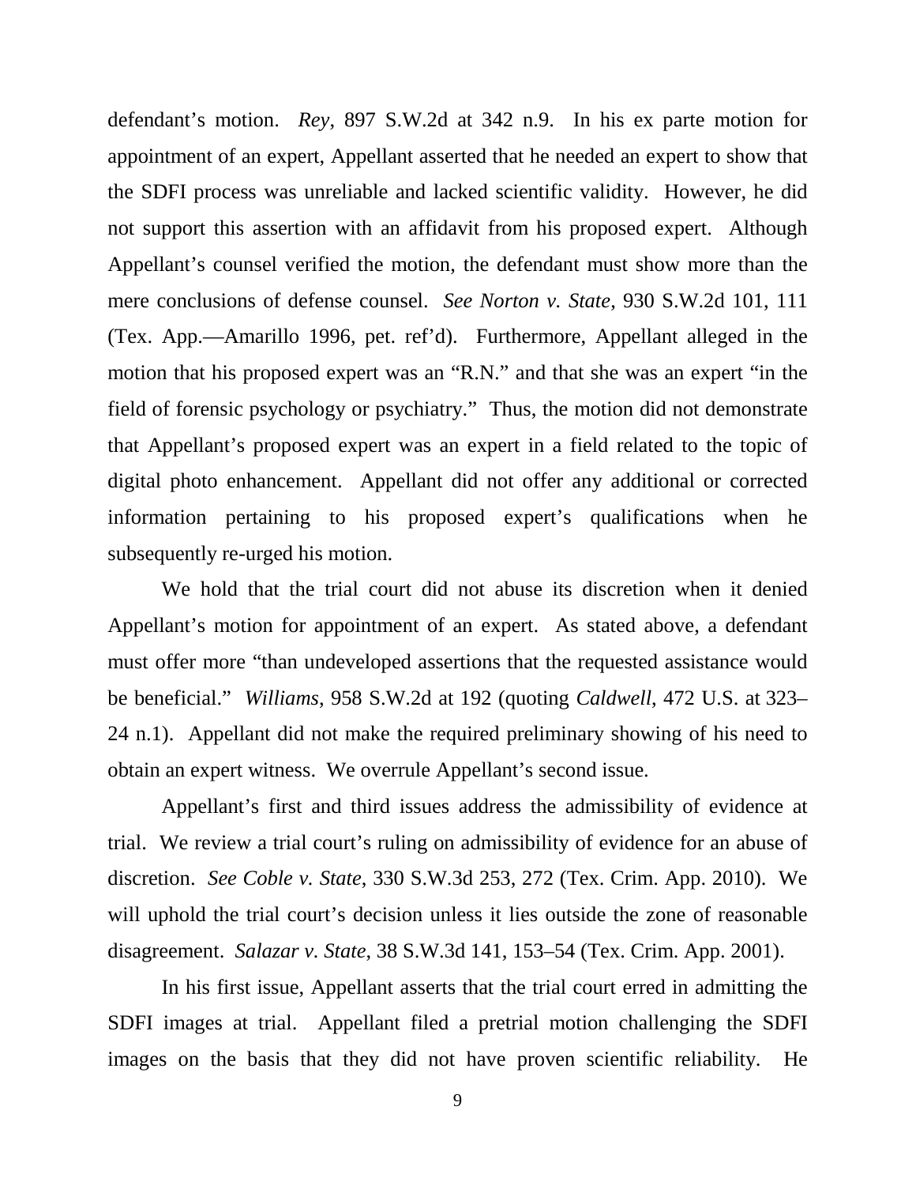defendant's motion. *Rey*, 897 S.W.2d at 342 n.9. In his ex parte motion for appointment of an expert, Appellant asserted that he needed an expert to show that the SDFI process was unreliable and lacked scientific validity. However, he did not support this assertion with an affidavit from his proposed expert. Although Appellant's counsel verified the motion, the defendant must show more than the mere conclusions of defense counsel. *See Norton v. State*, 930 S.W.2d 101, 111 (Tex. App.—Amarillo 1996, pet. ref'd). Furthermore, Appellant alleged in the motion that his proposed expert was an "R.N." and that she was an expert "in the field of forensic psychology or psychiatry." Thus, the motion did not demonstrate that Appellant's proposed expert was an expert in a field related to the topic of digital photo enhancement. Appellant did not offer any additional or corrected information pertaining to his proposed expert's qualifications when he subsequently re-urged his motion.

We hold that the trial court did not abuse its discretion when it denied Appellant's motion for appointment of an expert. As stated above, a defendant must offer more "than undeveloped assertions that the requested assistance would be beneficial." *Williams*, 958 S.W.2d at 192 (quoting *Caldwell*, 472 U.S. at 323–24 n.1). Appellant did not make the required preliminary showing of his need to obtain an expert witness. We overrule Appellant's second issue.

Appellant's first and third issues address the admissibility of evidence at trial. We review a trial court's ruling on admissibility of evidence for an abuse of discretion. *See Coble v. State*, 330 S.W.3d 253, 272 (Tex. Crim. App. 2010). We will uphold the trial court's decision unless it lies outside the zone of reasonable disagreement. *Salazar v. State*, 38 S.W.3d 141, 153–54 (Tex. Crim. App. 2001).

In his first issue, Appellant asserts that the trial court erred in admitting the SDFI images at trial. Appellant filed a pretrial motion challenging the SDFI images on the basis that they did not have proven scientific reliability. He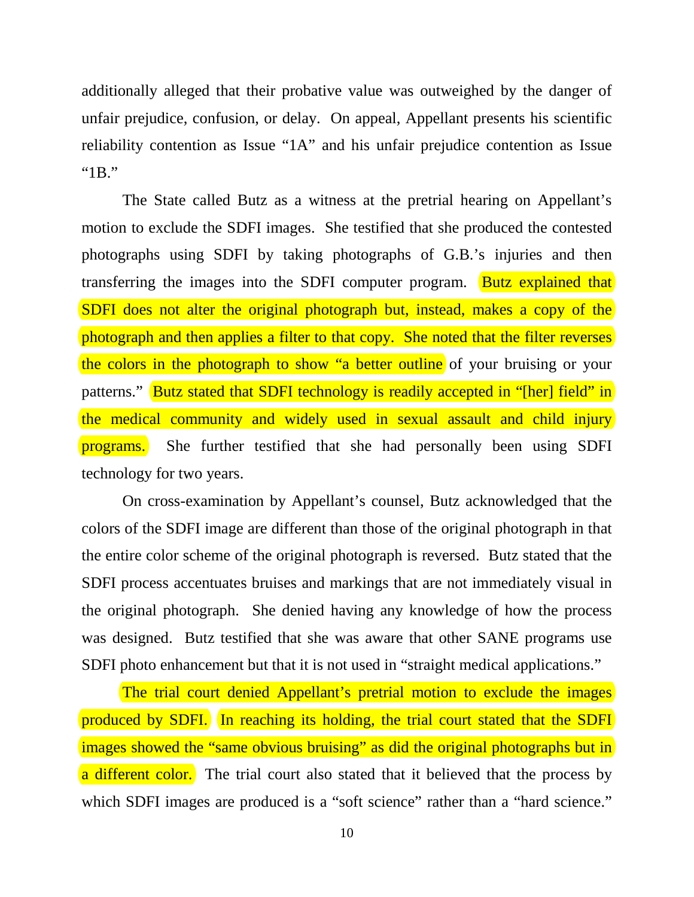additionally alleged that their probative value was outweighed by the danger of unfair prejudice, confusion, or delay. On appeal, Appellant presents his scientific reliability contention as Issue "1A" and his unfair prejudice contention as Issue "1B."

The State called Butz as a witness at the pretrial hearing on Appellant's motion to exclude the SDFI images. She testified that she produced the contested photographs using SDFI by taking photographs of G.B.'s injuries and then transferring the images into the SDFI computer program. Butz explained that SDFI does not alter the original photograph but, instead, makes a copy of the photograph and then applies a filter to that copy. She noted that the filter reverses the colors in the photograph to show "a better outline of your bruising or your patterns." Butz stated that SDFI technology is readily accepted in "[her] field" in the medical community and widely used in sexual assault and child injury programs. She further testified that she had personally been using SDFI technology for two years.

On cross-examination by Appellant's counsel, Butz acknowledged that the colors of the SDFI image are different than those of the original photograph in that the entire color scheme of the original photograph is reversed. Butz stated that the SDFI process accentuates bruises and markings that are not immediately visual in the original photograph. She denied having any knowledge of how the process was designed. Butz testified that she was aware that other SANE programs use SDFI photo enhancement but that it is not used in "straight medical applications."

The trial court denied Appellant's pretrial motion to exclude the images produced by SDFI. In reaching its holding, the trial court stated that the SDFI images showed the "same obvious bruising" as did the original photographs but in a different color. The trial court also stated that it believed that the process by which SDFI images are produced is a "soft science" rather than a "hard science."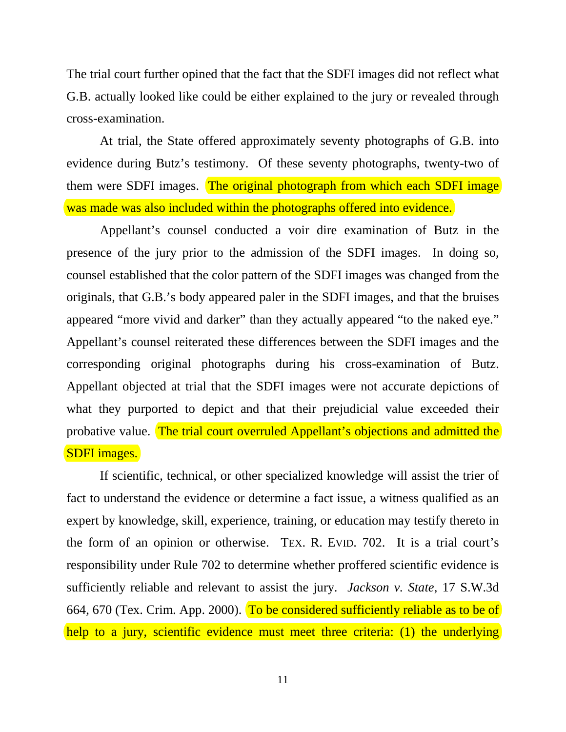The trial court further opined that the fact that the SDFI images did not reflect what G.B. actually looked like could be either explained to the jury or revealed through cross-examination.

At trial, the State offered approximately seventy photographs of G.B. into evidence during Butz's testimony. Of these seventy photographs, twenty-two of them were SDFI images. The original photograph from which each SDFI image was made was also included within the photographs offered into evidence.

Appellant's counsel conducted a voir dire examination of Butz in the presence of the jury prior to the admission of the SDFI images. In doing so, counsel established that the color pattern of the SDFI images was changed from the originals, that G.B.'s body appeared paler in the SDFI images, and that the bruises appeared "more vivid and darker" than they actually appeared "to the naked eye." Appellant's counsel reiterated these differences between the SDFI images and the corresponding original photographs during his cross-examination of Butz. Appellant objected at trial that the SDFI images were not accurate depictions of what they purported to depict and that their prejudicial value exceeded their probative value. The trial court overruled Appellant's objections and admitted the SDFI images.

If scientific, technical, or other specialized knowledge will assist the trier of fact to understand the evidence or determine a fact issue, a witness qualified as an expert by knowledge, skill, experience, training, or education may testify thereto in the form of an opinion or otherwise. TEX. R. EVID. 702. It is a trial court's responsibility under Rule 702 to determine whether proffered scientific evidence is sufficiently reliable and relevant to assist the jury. *Jackson v. State*, 17 S.W.3d 664, 670 (Tex. Crim. App. 2000). To be considered sufficiently reliable as to be of help to a jury, scientific evidence must meet three criteria: (1) the underlying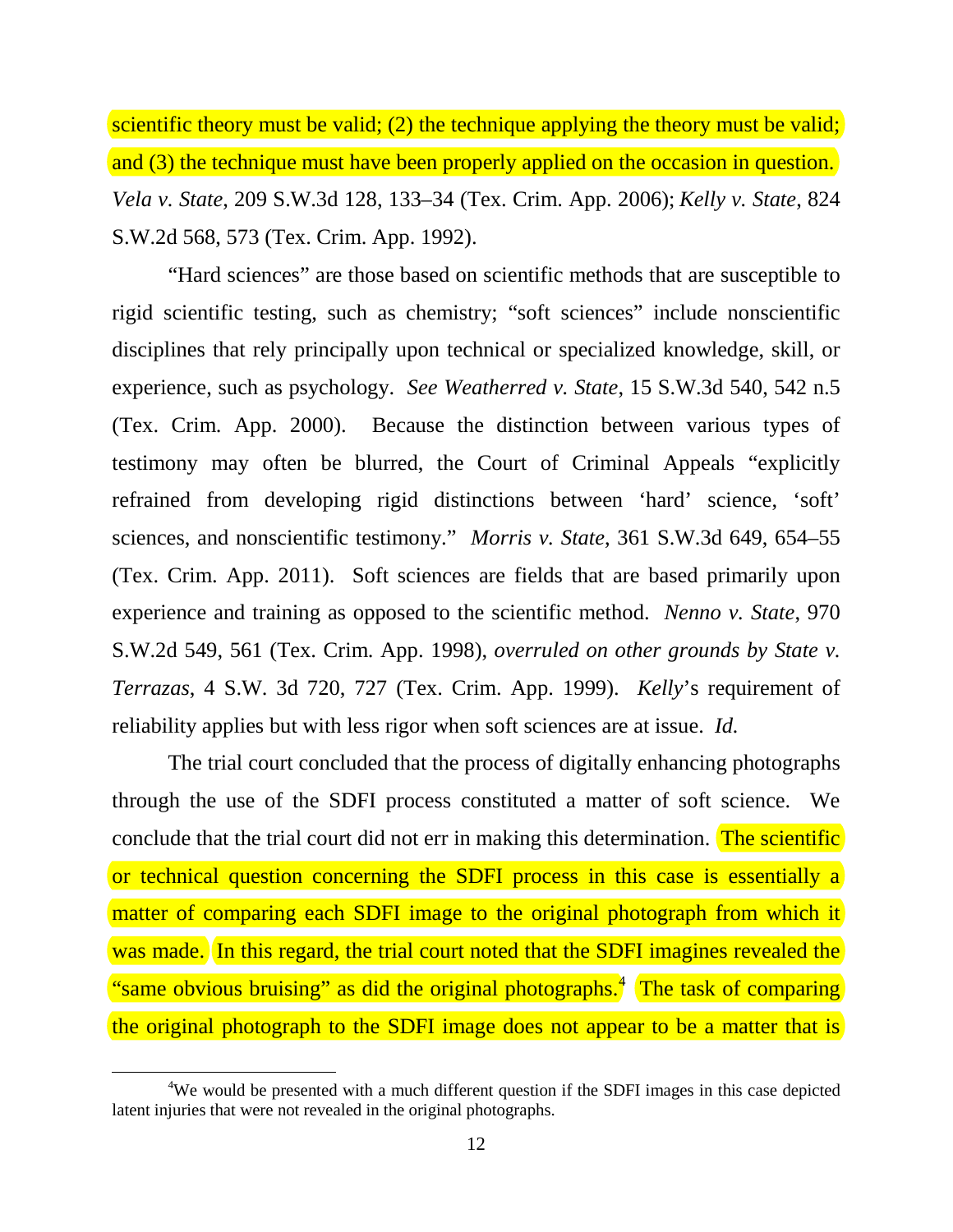scientific theory must be valid; (2) the technique applying the theory must be valid; and (3) the technique must have been properly applied on the occasion in question. *Vela v. State*, 209 S.W.3d 128, 133–34 (Tex. Crim. App. 2006); *Kelly v. State*, 824 S.W.2d 568, 573 (Tex. Crim. App. 1992).

"Hard sciences" are those based on scientific methods that are susceptible to rigid scientific testing, such as chemistry; "soft sciences" include nonscientific disciplines that rely principally upon technical or specialized knowledge, skill, or experience, such as psychology. *See Weatherred v. State*, 15 S.W.3d 540, 542 n.5 (Tex. Crim. App. 2000). Because the distinction between various types of testimony may often be blurred, the Court of Criminal Appeals "explicitly refrained from developing rigid distinctions between 'hard' science, 'soft' sciences, and nonscientific testimony." *Morris v. State*, 361 S.W.3d 649, 654–55 (Tex. Crim. App. 2011). Soft sciences are fields that are based primarily upon experience and training as opposed to the scientific method. *Nenno v. State*, 970 S.W.2d 549, 561 (Tex. Crim. App. 1998), *overruled on other grounds by State v. Terrazas*, 4 S.W. 3d 720, 727 (Tex. Crim. App. 1999). *Kelly*'s requirement of reliability applies but with less rigor when soft sciences are at issue. *Id.*

The trial court concluded that the process of digitally enhancing photographs through the use of the SDFI process constituted a matter of soft science. We conclude that the trial court did not err in making this determination. The scientific or technical question concerning the SDFI process in this case is essentially a matter of comparing each SDFI image to the original photograph from which it was made. In this regard, the trial court noted that the SDFI imagines revealed the "same obvious bruising" as did the original photographs.[4] The task of comparing the original photograph to the SDFI image does not appear to be a matter that is

[4] We would be presented with a much different question if the SDFI images in this case depicted latent injuries that were not revealed in the original photographs.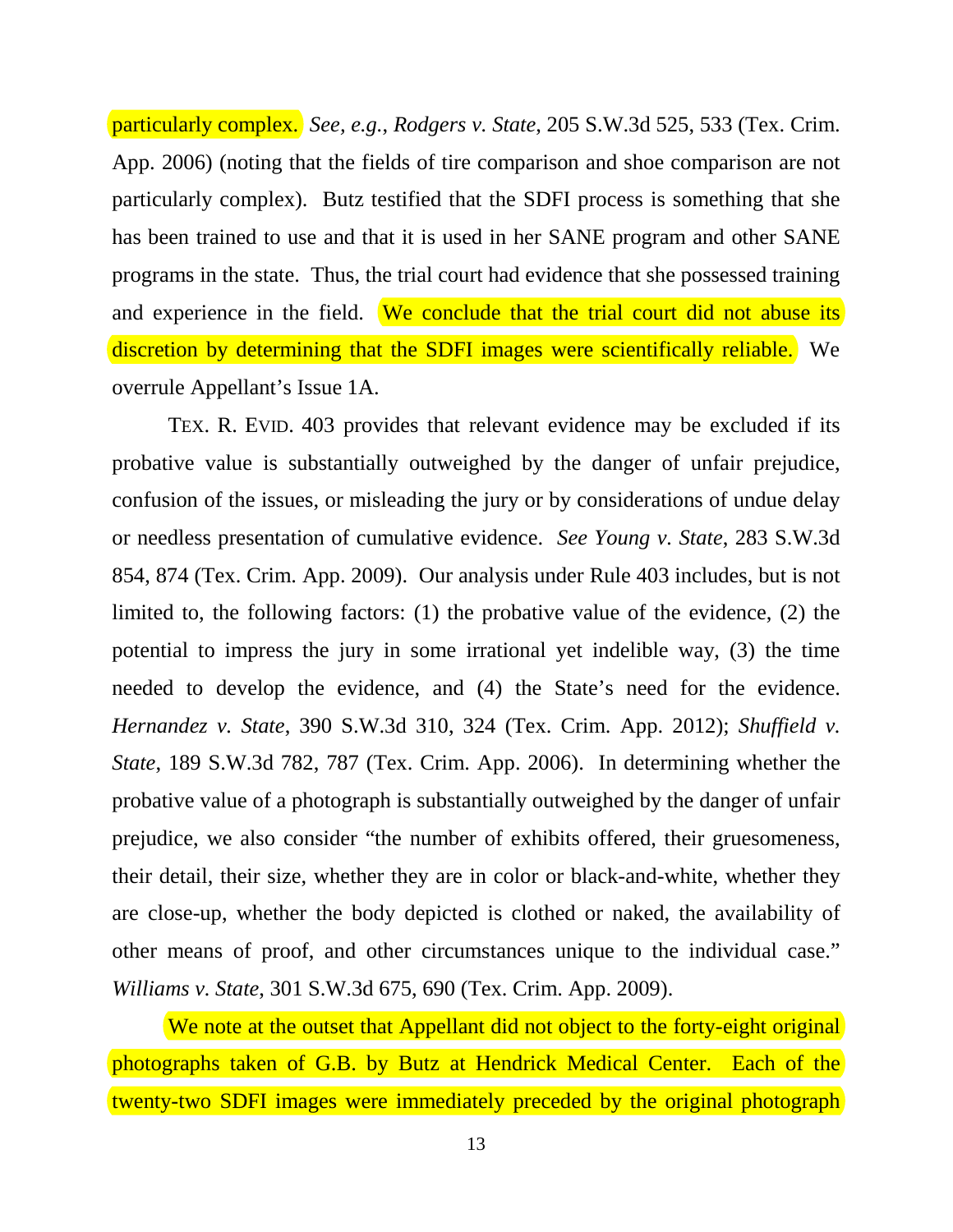particularly complex. *See, e.g.*, *Rodgers v. State*, 205 S.W.3d 525, 533 (Tex. Crim. App. 2006) (noting that the fields of tire comparison and shoe comparison are not particularly complex). Butz testified that the SDFI process is something that she has been trained to use and that it is used in her SANE program and other SANE programs in the state. Thus, the trial court had evidence that she possessed training and experience in the field. We conclude that the trial court did not abuse its discretion by determining that the SDFI images were scientifically reliable. We overrule Appellant's Issue 1A.

TEX. R. EVID. 403 provides that relevant evidence may be excluded if its probative value is substantially outweighed by the danger of unfair prejudice, confusion of the issues, or misleading the jury or by considerations of undue delay or needless presentation of cumulative evidence. *See Young v. State*, 283 S.W.3d 854, 874 (Tex. Crim. App. 2009). Our analysis under Rule 403 includes, but is not limited to, the following factors: (1) the probative value of the evidence, (2) the potential to impress the jury in some irrational yet indelible way, (3) the time needed to develop the evidence, and (4) the State's need for the evidence. *Hernandez v. State*, 390 S.W.3d 310, 324 (Tex. Crim. App. 2012); *Shuffield v. State*, 189 S.W.3d 782, 787 (Tex. Crim. App. 2006). In determining whether the probative value of a photograph is substantially outweighed by the danger of unfair prejudice, we also consider "the number of exhibits offered, their gruesomeness, their detail, their size, whether they are in color or black-and-white, whether they are close-up, whether the body depicted is clothed or naked, the availability of other means of proof, and other circumstances unique to the individual case." *Williams v. State*, 301 S.W.3d 675, 690 (Tex. Crim. App. 2009).

We note at the outset that Appellant did not object to the forty-eight original photographs taken of G.B. by Butz at Hendrick Medical Center. Each of the twenty-two SDFI images were immediately preceded by the original photograph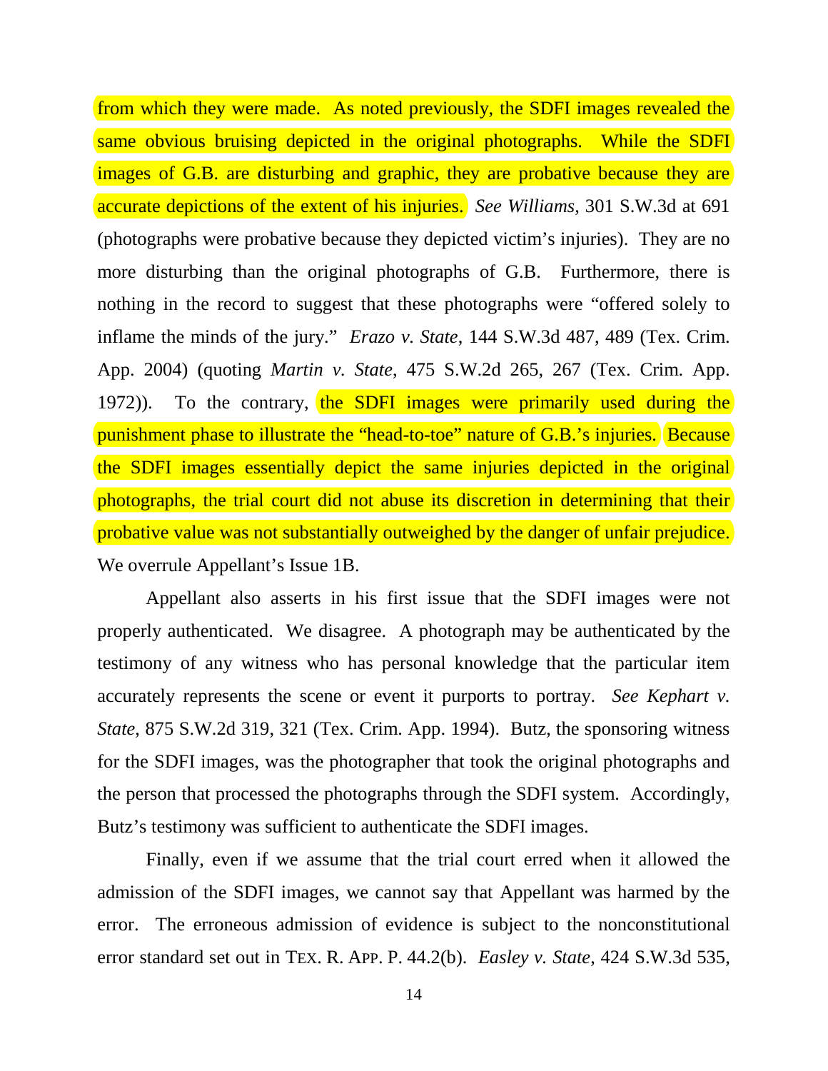from which they were made. As noted previously, the SDFI images revealed the same obvious bruising depicted in the original photographs. While the SDFI images of G.B. are disturbing and graphic, they are probative because they are accurate depictions of the extent of his injuries. *See Williams*, 301 S.W.3d at 691 (photographs were probative because they depicted victim's injuries). They are no more disturbing than the original photographs of G.B. Furthermore, there is nothing in the record to suggest that these photographs were "offered solely to inflame the minds of the jury." *Erazo v. State*, 144 S.W.3d 487, 489 (Tex. Crim. App. 2004) (quoting *Martin v. State*, 475 S.W.2d 265, 267 (Tex. Crim. App. 1972)). To the contrary, the SDFI images were primarily used during the punishment phase to illustrate the "head-to-toe" nature of G.B.'s injuries. Because the SDFI images essentially depict the same injuries depicted in the original photographs, the trial court did not abuse its discretion in determining that their probative value was not substantially outweighed by the danger of unfair prejudice. We overrule Appellant's Issue 1B.

Appellant also asserts in his first issue that the SDFI images were not properly authenticated. We disagree. A photograph may be authenticated by the testimony of any witness who has personal knowledge that the particular item accurately represents the scene or event it purports to portray. *See Kephart v. State*, 875 S.W.2d 319, 321 (Tex. Crim. App. 1994). Butz, the sponsoring witness for the SDFI images, was the photographer that took the original photographs and the person that processed the photographs through the SDFI system. Accordingly, Butz's testimony was sufficient to authenticate the SDFI images.

Finally, even if we assume that the trial court erred when it allowed the admission of the SDFI images, we cannot say that Appellant was harmed by the error. The erroneous admission of evidence is subject to the nonconstitutional error standard set out in TEX. R. APP. P. 44.2(b). *Easley v. State*, 424 S.W.3d 535,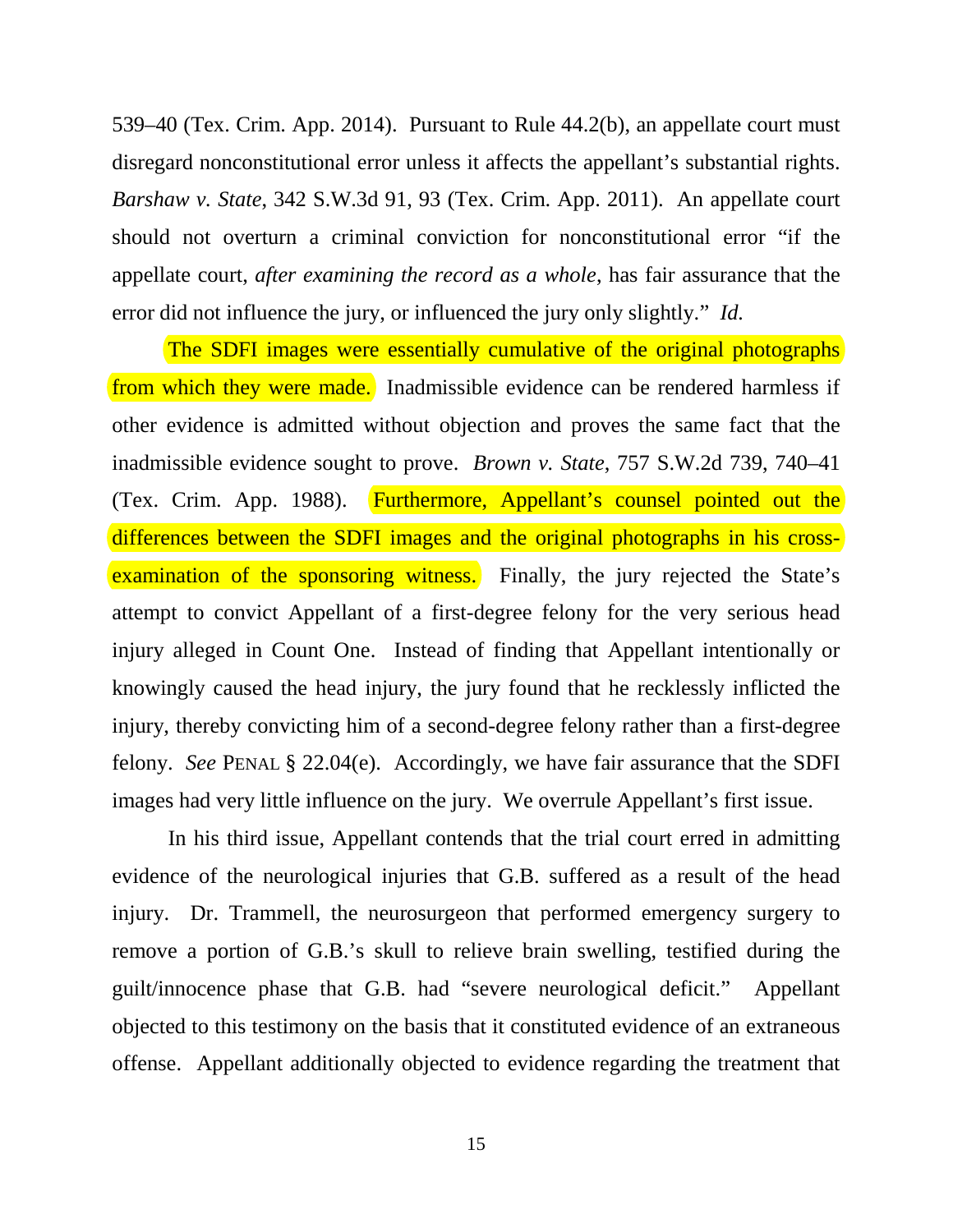539–40 (Tex. Crim. App. 2014). Pursuant to Rule 44.2(b), an appellate court must disregard nonconstitutional error unless it affects the appellant's substantial rights. *Barshaw v. State*, 342 S.W.3d 91, 93 (Tex. Crim. App. 2011). An appellate court should not overturn a criminal conviction for nonconstitutional error "if the appellate court, *after examining the record as a whole*, has fair assurance that the error did not influence the jury, or influenced the jury only slightly." *Id.*

The SDFI images were essentially cumulative of the original photographs from which they were made. Inadmissible evidence can be rendered harmless if other evidence is admitted without objection and proves the same fact that the inadmissible evidence sought to prove. *Brown v. State*, 757 S.W.2d 739, 740–41 (Tex. Crim. App. 1988). Furthermore, Appellant's counsel pointed out the differences between the SDFI images and the original photographs in his cross-examination of the sponsoring witness. Finally, the jury rejected the State's attempt to convict Appellant of a first-degree felony for the very serious head injury alleged in Count One. Instead of finding that Appellant intentionally or knowingly caused the head injury, the jury found that he recklessly inflicted the injury, thereby convicting him of a second-degree felony rather than a first-degree felony. *See* PENAL § 22.04(e). Accordingly, we have fair assurance that the SDFI images had very little influence on the jury. We overrule Appellant's first issue.

In his third issue, Appellant contends that the trial court erred in admitting evidence of the neurological injuries that G.B. suffered as a result of the head injury. Dr. Trammell, the neurosurgeon that performed emergency surgery to remove a portion of G.B.'s skull to relieve brain swelling, testified during the guilt/innocence phase that G.B. had "severe neurological deficit." Appellant objected to this testimony on the basis that it constituted evidence of an extraneous offense. Appellant additionally objected to evidence regarding the treatment that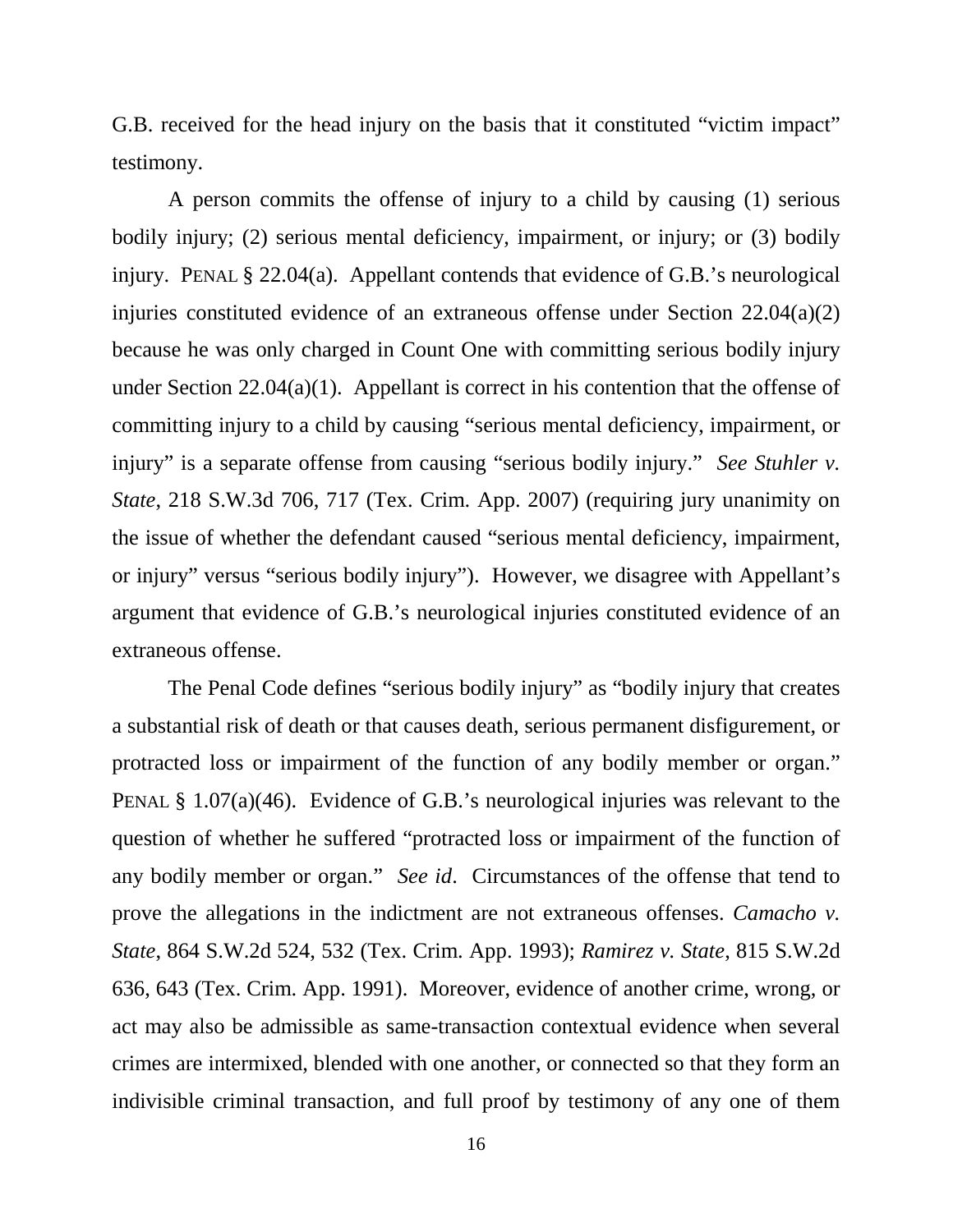G.B. received for the head injury on the basis that it constituted "victim impact" testimony.

A person commits the offense of injury to a child by causing (1) serious bodily injury; (2) serious mental deficiency, impairment, or injury; or (3) bodily injury. PENAL § 22.04(a). Appellant contends that evidence of G.B.'s neurological injuries constituted evidence of an extraneous offense under Section 22.04(a)(2) because he was only charged in Count One with committing serious bodily injury under Section 22.04(a)(1). Appellant is correct in his contention that the offense of committing injury to a child by causing "serious mental deficiency, impairment, or injury" is a separate offense from causing "serious bodily injury." *See Stuhler v. State*, 218 S.W.3d 706, 717 (Tex. Crim. App. 2007) (requiring jury unanimity on the issue of whether the defendant caused "serious mental deficiency, impairment, or injury" versus "serious bodily injury"). However, we disagree with Appellant's argument that evidence of G.B.'s neurological injuries constituted evidence of an extraneous offense.

The Penal Code defines "serious bodily injury" as "bodily injury that creates a substantial risk of death or that causes death, serious permanent disfigurement, or protracted loss or impairment of the function of any bodily member or organ." PENAL § 1.07(a)(46). Evidence of G.B.'s neurological injuries was relevant to the question of whether he suffered "protracted loss or impairment of the function of any bodily member or organ." *See id*. Circumstances of the offense that tend to prove the allegations in the indictment are not extraneous offenses. *Camacho v. State*, 864 S.W.2d 524, 532 (Tex. Crim. App. 1993); *Ramirez v. State*, 815 S.W.2d 636, 643 (Tex. Crim. App. 1991). Moreover, evidence of another crime, wrong, or act may also be admissible as same-transaction contextual evidence when several crimes are intermixed, blended with one another, or connected so that they form an indivisible criminal transaction, and full proof by testimony of any one of them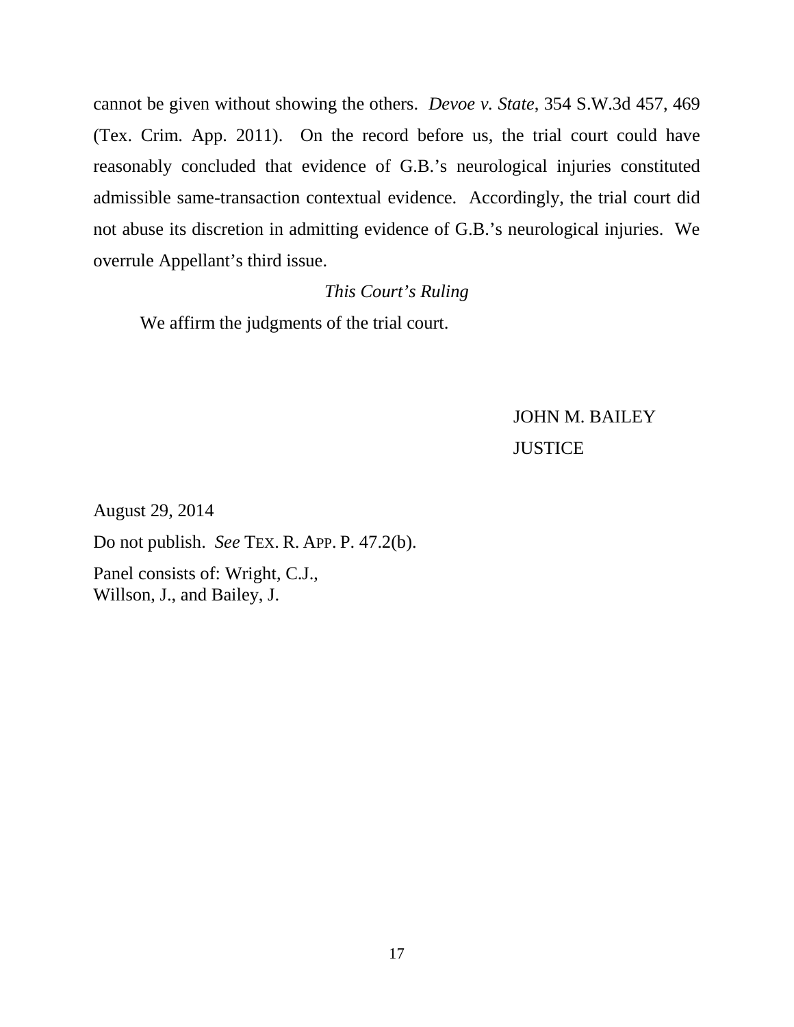cannot be given without showing the others. *Devoe v. State*, 354 S.W.3d 457, 469 (Tex. Crim. App. 2011). On the record before us, the trial court could have reasonably concluded that evidence of G.B.'s neurological injuries constituted admissible same-transaction contextual evidence. Accordingly, the trial court did not abuse its discretion in admitting evidence of G.B.'s neurological injuries. We overrule Appellant's third issue.

*This Court's Ruling*

We affirm the judgments of the trial court.

JOHN M. BAILEY
JUSTICE

August 29, 2014

Do not publish. *See* TEX. R. APP. P. 47.2(b).

Panel consists of: Wright, C.J.,
Willson, J., and Bailey, J.